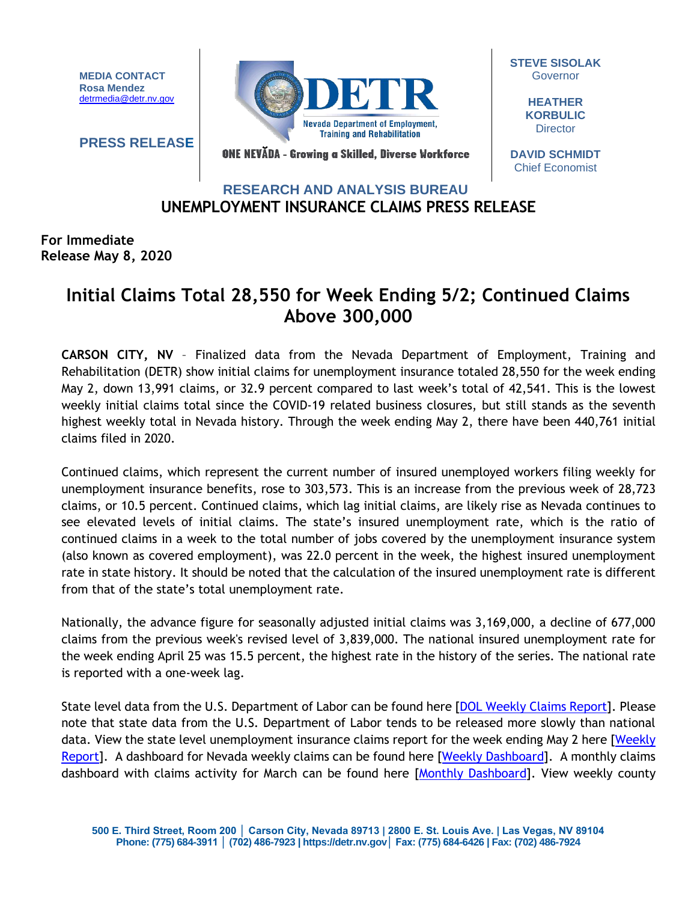**MEDIA CONTACT**
**Rosa Mendez**
detrmedia@detr.nv.gov

**PRESS RELEASE**

**DETR**
Nevada Department of Employment, Training and Rehabilitation

ONE NEVĂDA - Growing a Skilled, Diverse Workforce

**STEVE SISOLAK**
Governor

**HEATHER KORBULIC**
Director

**DAVID SCHMIDT**
Chief Economist

**RESEARCH AND ANALYSIS BUREAU**

**UNEMPLOYMENT INSURANCE CLAIMS PRESS RELEASE**

**For Immediate Release May 8, 2020**

# Initial Claims Total 28,550 for Week Ending 5/2; Continued Claims Above 300,000

**CARSON CITY, NV** – Finalized data from the Nevada Department of Employment, Training and Rehabilitation (DETR) show initial claims for unemployment insurance totaled 28,550 for the week ending May 2, down 13,991 claims, or 32.9 percent compared to last week's total of 42,541. This is the lowest weekly initial claims total since the COVID-19 related business closures, but still stands as the seventh highest weekly total in Nevada history. Through the week ending May 2, there have been 440,761 initial claims filed in 2020.

Continued claims, which represent the current number of insured unemployed workers filing weekly for unemployment insurance benefits, rose to 303,573. This is an increase from the previous week of 28,723 claims, or 10.5 percent. Continued claims, which lag initial claims, are likely rise as Nevada continues to see elevated levels of initial claims. The state's insured unemployment rate, which is the ratio of continued claims in a week to the total number of jobs covered by the unemployment insurance system (also known as covered employment), was 22.0 percent in the week, the highest insured unemployment rate in state history. It should be noted that the calculation of the insured unemployment rate is different from that of the state's total unemployment rate.

Nationally, the advance figure for seasonally adjusted initial claims was 3,169,000, a decline of 677,000 claims from the previous week's revised level of 3,839,000. The national insured unemployment rate for the week ending April 25 was 15.5 percent, the highest rate in the history of the series. The national rate is reported with a one-week lag.

State level data from the U.S. Department of Labor can be found here [DOL Weekly Claims Report]. Please note that state data from the U.S. Department of Labor tends to be released more slowly than national data. View the state level unemployment insurance claims report for the week ending May 2 here [Weekly Report]. A dashboard for Nevada weekly claims can be found here [Weekly Dashboard]. A monthly claims dashboard with claims activity for March can be found here [Monthly Dashboard]. View weekly county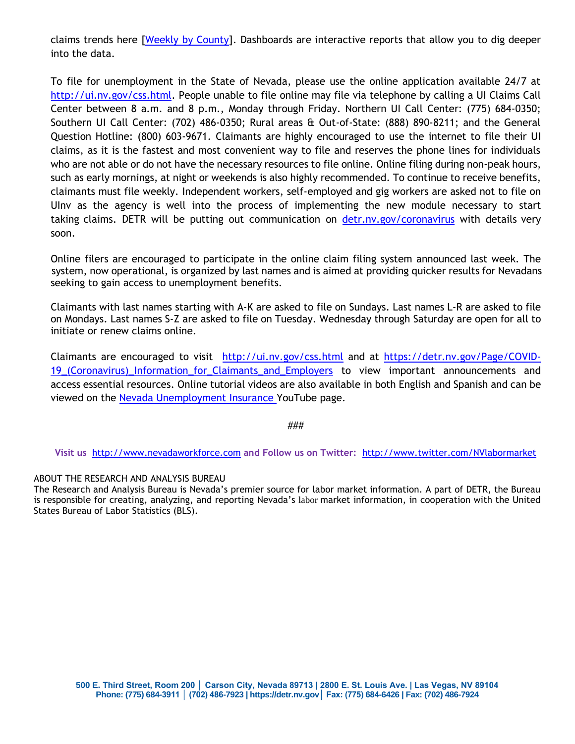claims trends here [Weekly by County]. Dashboards are interactive reports that allow you to dig deeper into the data.

To file for unemployment in the State of Nevada, please use the online application available 24/7 at http://ui.nv.gov/css.html. People unable to file online may file via telephone by calling a UI Claims Call Center between 8 a.m. and 8 p.m., Monday through Friday. Northern UI Call Center: (775) 684-0350; Southern UI Call Center: (702) 486-0350; Rural areas & Out-of-State: (888) 890-8211; and the General Question Hotline: (800) 603-9671. Claimants are highly encouraged to use the internet to file their UI claims, as it is the fastest and most convenient way to file and reserves the phone lines for individuals who are not able or do not have the necessary resources to file online. Online filing during non-peak hours, such as early mornings, at night or weekends is also highly recommended. To continue to receive benefits, claimants must file weekly. Independent workers, self-employed and gig workers are asked not to file on UInv as the agency is well into the process of implementing the new module necessary to start taking claims. DETR will be putting out communication on detr.nv.gov/coronavirus with details very soon.

Online filers are encouraged to participate in the online claim filing system announced last week. The system, now operational, is organized by last names and is aimed at providing quicker results for Nevadans seeking to gain access to unemployment benefits.

Claimants with last names starting with A-K are asked to file on Sundays. Last names L-R are asked to file on Mondays. Last names S-Z are asked to file on Tuesday. Wednesday through Saturday are open for all to initiate or renew claims online.

Claimants are encouraged to visit http://ui.nv.gov/css.html and at https://detr.nv.gov/Page/COVID-19_(Coronavirus)_Information_for_Claimants_and_Employers to view important announcements and access essential resources. Online tutorial videos are also available in both English and Spanish and can be viewed on the Nevada Unemployment Insurance YouTube page.

###

**Visit us** http://www.nevadaworkforce.com **and Follow us on Twitter:** http://www.twitter.com/NVlabormarket

ABOUT THE RESEARCH AND ANALYSIS BUREAU

The Research and Analysis Bureau is Nevada's premier source for labor market information. A part of DETR, the Bureau is responsible for creating, analyzing, and reporting Nevada's labor market information, in cooperation with the United States Bureau of Labor Statistics (BLS).

**500 E. Third Street, Room 200 │ Carson City, Nevada 89713 | 2800 E. St. Louis Ave. | Las Vegas, NV 89104**
**Phone: (775) 684-3911 │ (702) 486-7923 | https://detr.nv.gov│ Fax: (775) 684-6426 | Fax: (702) 486-7924**